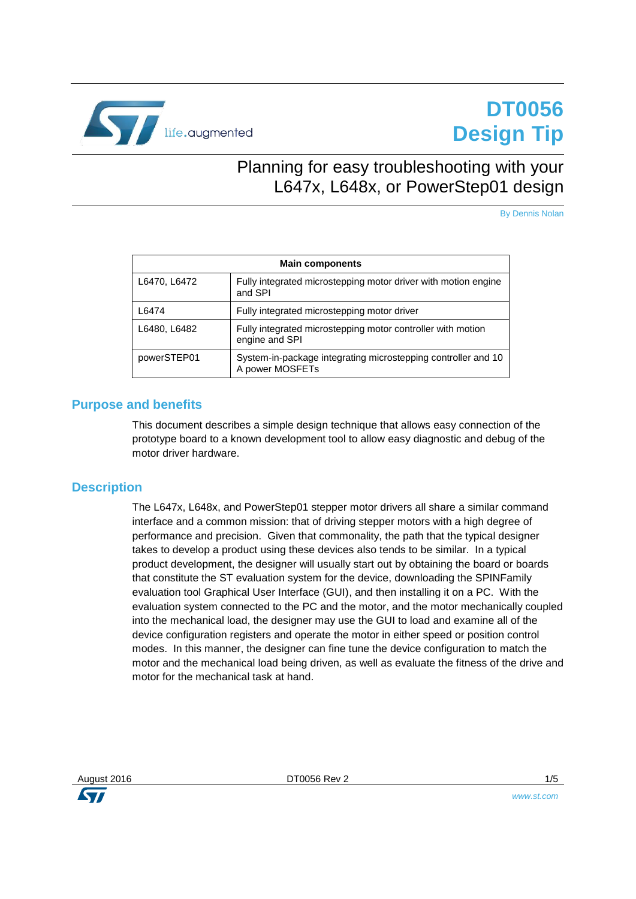# DT0056 Design Tip

## Planning for easy troubleshooting with your L647x, L648x, or PowerStep01 design

By Dennis Nolan

| Main components | |
|---|---|
| L6470, L6472 | Fully integrated microstepping motor driver with motion engine and SPI |
| L6474 | Fully integrated microstepping motor driver |
| L6480, L6482 | Fully integrated microstepping motor controller with motion engine and SPI |
| powerSTEP01 | System-in-package integrating microstepping controller and 10 A power MOSFETs |

## Purpose and benefits

This document describes a simple design technique that allows easy connection of the prototype board to a known development tool to allow easy diagnostic and debug of the motor driver hardware.

## Description

The L647x, L648x, and PowerStep01 stepper motor drivers all share a similar command interface and a common mission: that of driving stepper motors with a high degree of performance and precision. Given that commonality, the path that the typical designer takes to develop a product using these devices also tends to be similar. In a typical product development, the designer will usually start out by obtaining the board or boards that constitute the ST evaluation system for the device, downloading the SPINFamily evaluation tool Graphical User Interface (GUI), and then installing it on a PC. With the evaluation system connected to the PC and the motor, and the motor mechanically coupled into the mechanical load, the designer may use the GUI to load and examine all of the device configuration registers and operate the motor in either speed or position control modes. In this manner, the designer can fine tune the device configuration to match the motor and the mechanical load being driven, as well as evaluate the fitness of the drive and motor for the mechanical task at hand.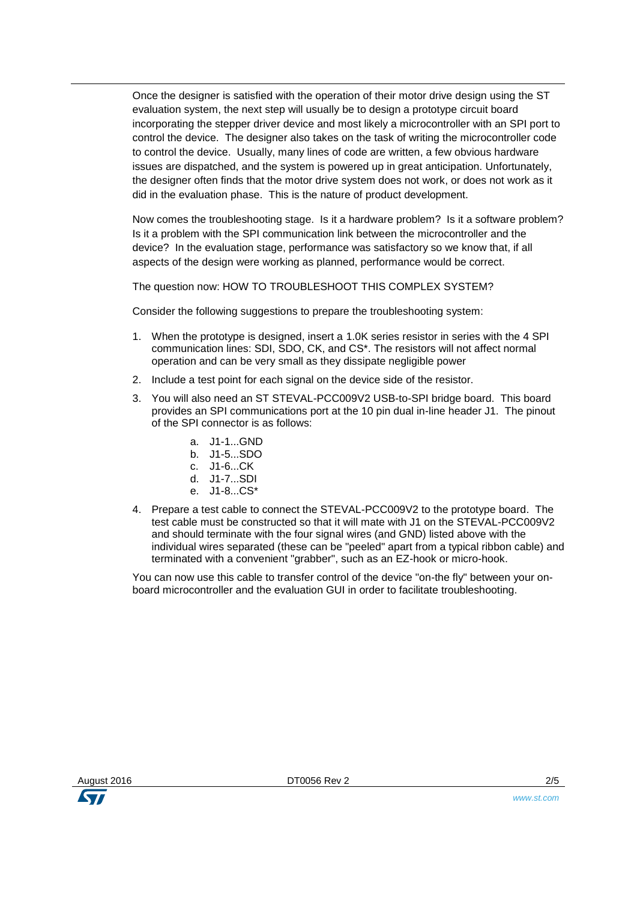Once the designer is satisfied with the operation of their motor drive design using the ST evaluation system, the next step will usually be to design a prototype circuit board incorporating the stepper driver device and most likely a microcontroller with an SPI port to control the device. The designer also takes on the task of writing the microcontroller code to control the device. Usually, many lines of code are written, a few obvious hardware issues are dispatched, and the system is powered up in great anticipation. Unfortunately, the designer often finds that the motor drive system does not work, or does not work as it did in the evaluation phase. This is the nature of product development.

Now comes the troubleshooting stage. Is it a hardware problem? Is it a software problem? Is it a problem with the SPI communication link between the microcontroller and the device? In the evaluation stage, performance was satisfactory so we know that, if all aspects of the design were working as planned, performance would be correct.

The question now: HOW TO TROUBLESHOOT THIS COMPLEX SYSTEM?

Consider the following suggestions to prepare the troubleshooting system:

1. When the prototype is designed, insert a 1.0K series resistor in series with the 4 SPI communication lines: SDI, SDO, CK, and CS*. The resistors will not affect normal operation and can be very small as they dissipate negligible power
2. Include a test point for each signal on the device side of the resistor.
3. You will also need an ST STEVAL-PCC009V2 USB-to-SPI bridge board. This board provides an SPI communications port at the 10 pin dual in-line header J1. The pinout of the SPI connector is as follows:
    a. J1-1...GND
    b. J1-5...SDO
    c. J1-6...CK
    d. J1-7...SDI
    e. J1-8...CS*
4. Prepare a test cable to connect the STEVAL-PCC009V2 to the prototype board. The test cable must be constructed so that it will mate with J1 on the STEVAL-PCC009V2 and should terminate with the four signal wires (and GND) listed above with the individual wires separated (these can be "peeled" apart from a typical ribbon cable) and terminated with a convenient "grabber", such as an EZ-hook or micro-hook.

You can now use this cable to transfer control of the device "on-the fly" between your on-board microcontroller and the evaluation GUI in order to facilitate troubleshooting.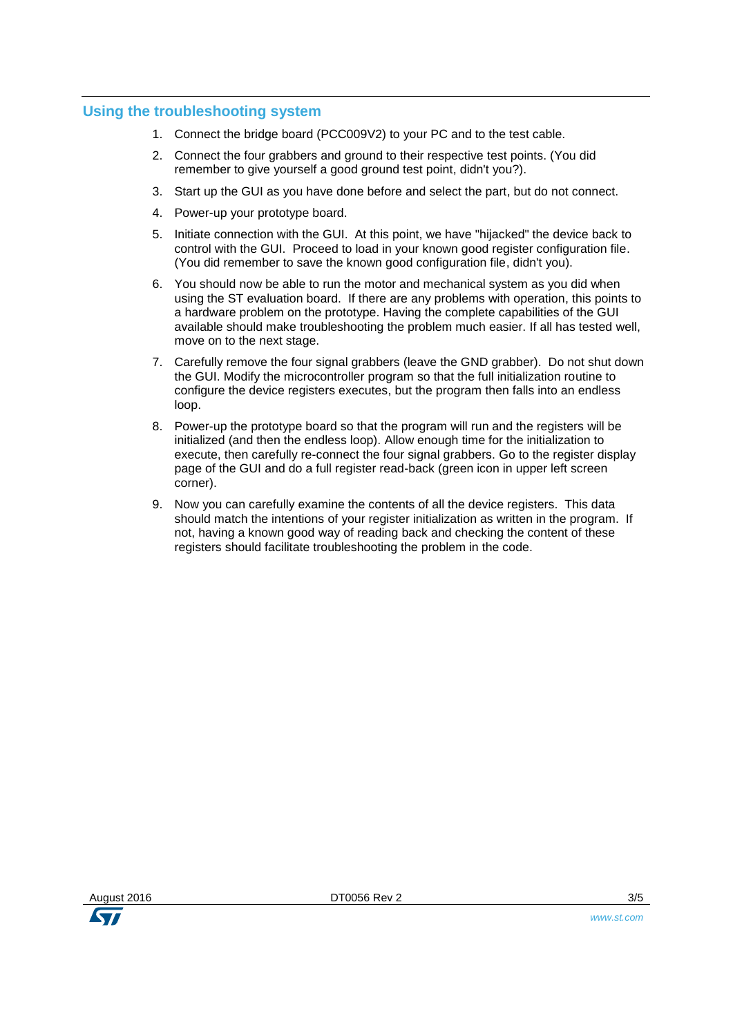## Using the troubleshooting system

1. Connect the bridge board (PCC009V2) to your PC and to the test cable.
2. Connect the four grabbers and ground to their respective test points. (You did remember to give yourself a good ground test point, didn't you?).
3. Start up the GUI as you have done before and select the part, but do not connect.
4. Power-up your prototype board.
5. Initiate connection with the GUI. At this point, we have "hijacked" the device back to control with the GUI. Proceed to load in your known good register configuration file. (You did remember to save the known good configuration file, didn't you).
6. You should now be able to run the motor and mechanical system as you did when using the ST evaluation board. If there are any problems with operation, this points to a hardware problem on the prototype. Having the complete capabilities of the GUI available should make troubleshooting the problem much easier. If all has tested well, move on to the next stage.
7. Carefully remove the four signal grabbers (leave the GND grabber). Do not shut down the GUI. Modify the microcontroller program so that the full initialization routine to configure the device registers executes, but the program then falls into an endless loop.
8. Power-up the prototype board so that the program will run and the registers will be initialized (and then the endless loop). Allow enough time for the initialization to execute, then carefully re-connect the four signal grabbers. Go to the register display page of the GUI and do a full register read-back (green icon in upper left screen corner).
9. Now you can carefully examine the contents of all the device registers. This data should match the intentions of your register initialization as written in the program. If not, having a known good way of reading back and checking the content of these registers should facilitate troubleshooting the problem in the code.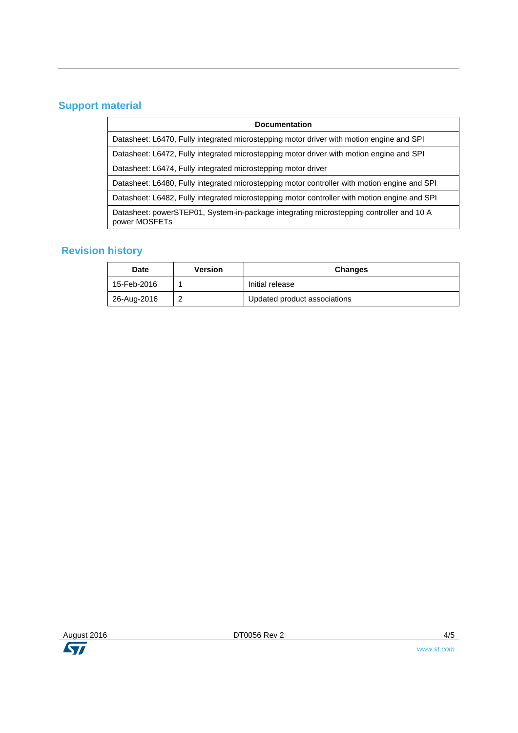## Support material

| Documentation |
| --- |
| Datasheet: L6470, Fully integrated microstepping motor driver with motion engine and SPI |
| Datasheet: L6472, Fully integrated microstepping motor driver with motion engine and SPI |
| Datasheet: L6474, Fully integrated microstepping motor driver |
| Datasheet: L6480, Fully integrated microstepping motor controller with motion engine and SPI |
| Datasheet: L6482, Fully integrated microstepping motor controller with motion engine and SPI |
| Datasheet: powerSTEP01, System-in-package integrating microstepping controller and 10 A power MOSFETs |

## Revision history

| Date | Version | Changes |
| --- | --- | --- |
| 15-Feb-2016 | 1 | Initial release |
| 26-Aug-2016 | 2 | Updated product associations |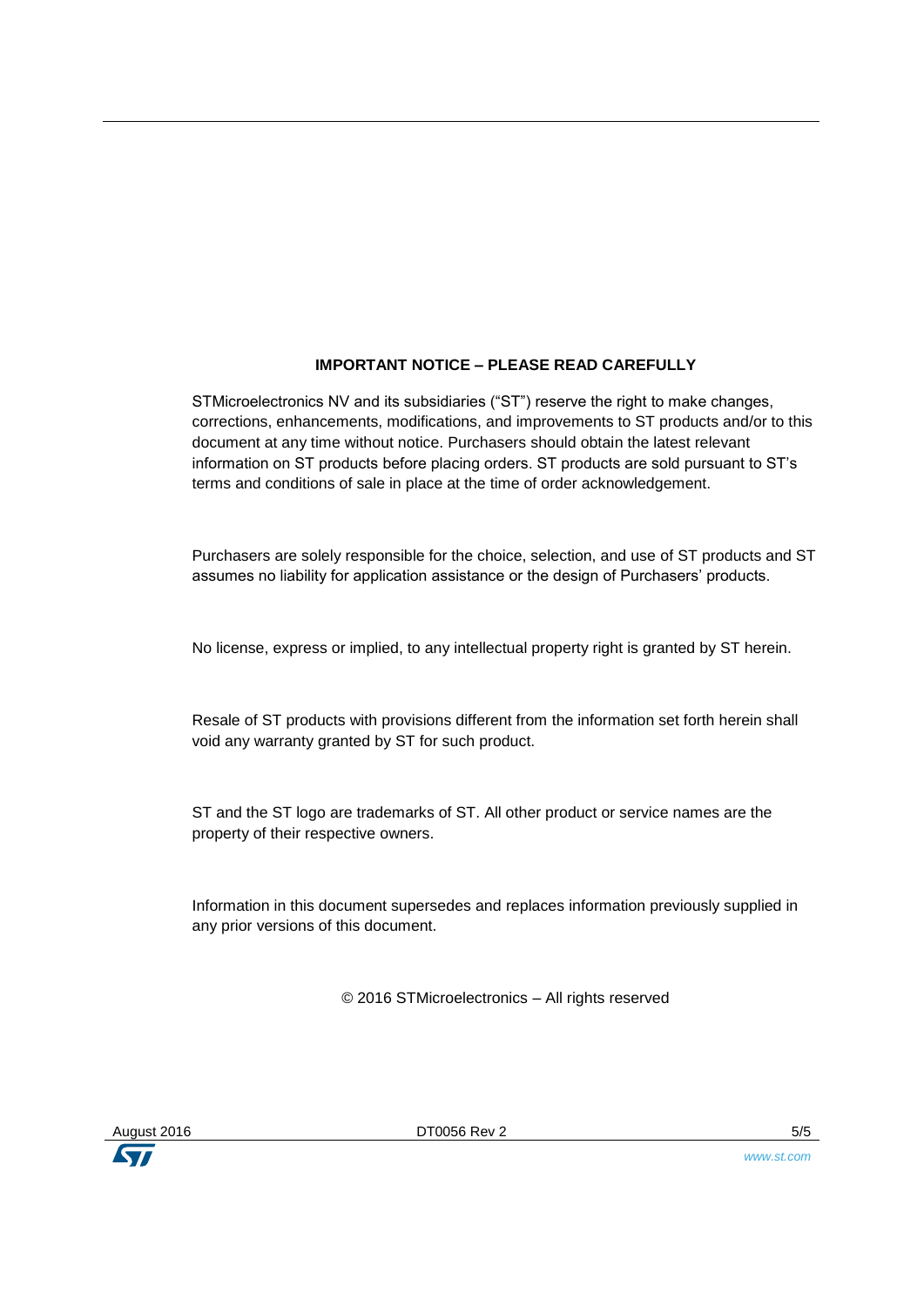**IMPORTANT NOTICE – PLEASE READ CAREFULLY**

STMicroelectronics NV and its subsidiaries (“ST”) reserve the right to make changes, corrections, enhancements, modifications, and improvements to ST products and/or to this document at any time without notice. Purchasers should obtain the latest relevant information on ST products before placing orders. ST products are sold pursuant to ST’s terms and conditions of sale in place at the time of order acknowledgement.

Purchasers are solely responsible for the choice, selection, and use of ST products and ST assumes no liability for application assistance or the design of Purchasers’ products.

No license, express or implied, to any intellectual property right is granted by ST herein.

Resale of ST products with provisions different from the information set forth herein shall void any warranty granted by ST for such product.

ST and the ST logo are trademarks of ST. All other product or service names are the property of their respective owners.

Information in this document supersedes and replaces information previously supplied in any prior versions of this document.

© 2016 STMicroelectronics – All rights reserved